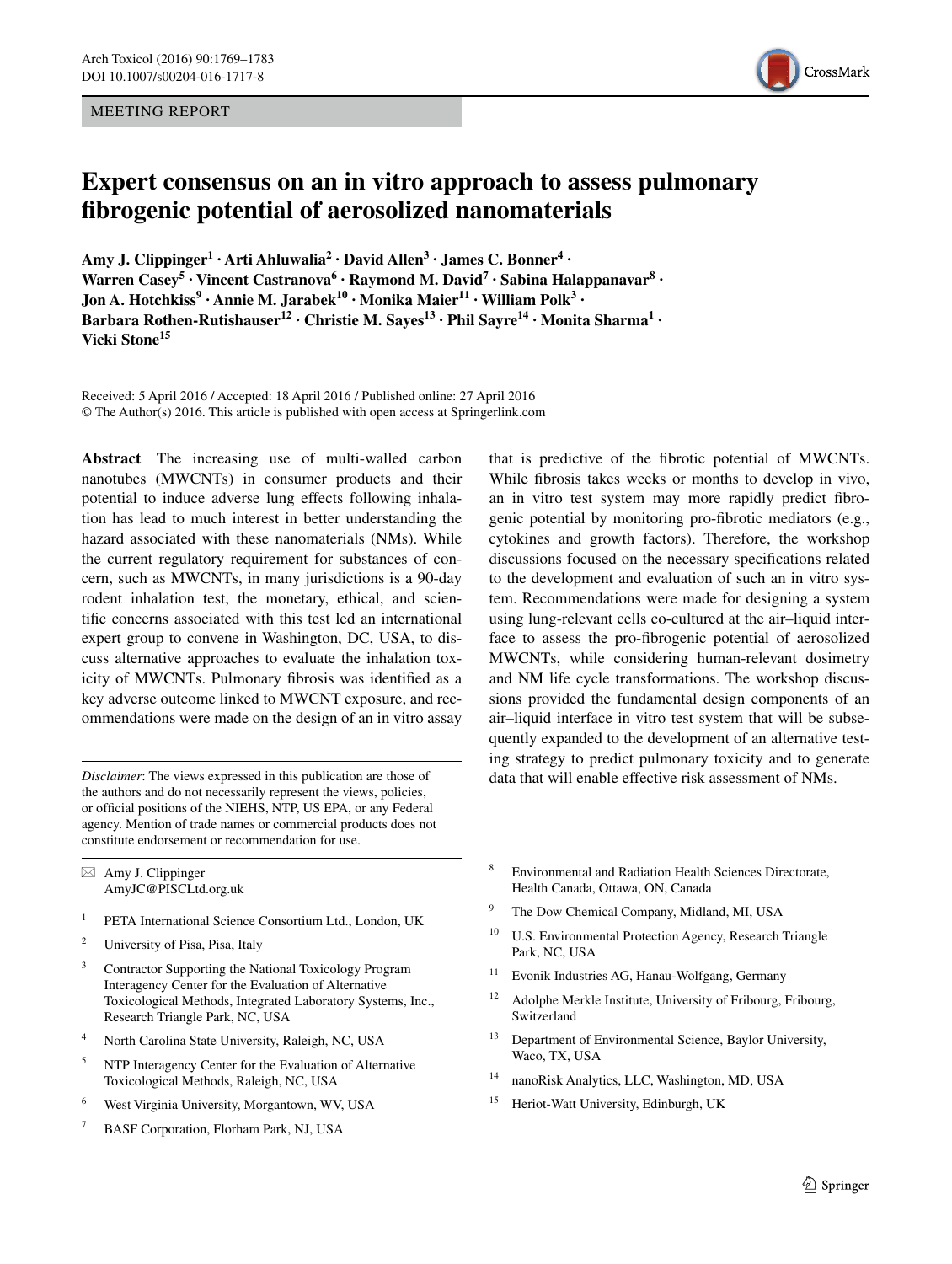MEETING REPORT

# Expert consensus on an in vitro approach to assess pulmonary fibrogenic potential of aerosolized nanomaterials

**Amy J. Clippinger[1] · Arti Ahluwalia[2] · David Allen[3] · James C. Bonner[4] · Warren Casey[5] · Vincent Castranova[6] · Raymond M. David[7] · Sabina Halappanavar[8] · Jon A. Hotchkiss[9] · Annie M. Jarabek[10] · Monika Maier[11] · William Polk[3] · Barbara Rothen-Rutishauser[12] · Christie M. Sayes[13] · Phil Sayre[14] · Monita Sharma[1] · Vicki Stone[15]**

Received: 5 April 2016 / Accepted: 18 April 2016 / Published online: 27 April 2016
© The Author(s) 2016. This article is published with open access at Springerlink.com

**Abstract** The increasing use of multi-walled carbon nanotubes (MWCNTs) in consumer products and their potential to induce adverse lung effects following inhalation has lead to much interest in better understanding the hazard associated with these nanomaterials (NMs). While the current regulatory requirement for substances of concern, such as MWCNTs, in many jurisdictions is a 90-day rodent inhalation test, the monetary, ethical, and scientific concerns associated with this test led an international expert group to convene in Washington, DC, USA, to discuss alternative approaches to evaluate the inhalation toxicity of MWCNTs. Pulmonary fibrosis was identified as a key adverse outcome linked to MWCNT exposure, and recommendations were made on the design of an in vitro assay that is predictive of the fibrotic potential of MWCNTs. While fibrosis takes weeks or months to develop in vivo, an in vitro test system may more rapidly predict fibrogenic potential by monitoring pro-fibrotic mediators (e.g., cytokines and growth factors). Therefore, the workshop discussions focused on the necessary specifications related to the development and evaluation of such an in vitro system. Recommendations were made for designing a system using lung-relevant cells co-cultured at the air–liquid interface to assess the pro-fibrogenic potential of aerosolized MWCNTs, while considering human-relevant dosimetry and NM life cycle transformations. The workshop discussions provided the fundamental design components of an air–liquid interface in vitro test system that will be subsequently expanded to the development of an alternative testing strategy to predict pulmonary toxicity and to generate data that will enable effective risk assessment of NMs.

*Disclaimer*: The views expressed in this publication are those of the authors and do not necessarily represent the views, policies, or official positions of the NIEHS, NTP, US EPA, or any Federal agency. Mention of trade names or commercial products does not constitute endorsement or recommendation for use.

✉ Amy J. Clippinger
AmyJC@PISCLtd.org.uk

[1] PETA International Science Consortium Ltd., London, UK

[2] University of Pisa, Pisa, Italy

[3] Contractor Supporting the National Toxicology Program Interagency Center for the Evaluation of Alternative Toxicological Methods, Integrated Laboratory Systems, Inc., Research Triangle Park, NC, USA

[4] North Carolina State University, Raleigh, NC, USA

[5] NTP Interagency Center for the Evaluation of Alternative Toxicological Methods, Raleigh, NC, USA

[6] West Virginia University, Morgantown, WV, USA

[7] BASF Corporation, Florham Park, NJ, USA

[8] Environmental and Radiation Health Sciences Directorate, Health Canada, Ottawa, ON, Canada

[9] The Dow Chemical Company, Midland, MI, USA

[10] U.S. Environmental Protection Agency, Research Triangle Park, NC, USA

[11] Evonik Industries AG, Hanau-Wolfgang, Germany

[12] Adolphe Merkle Institute, University of Fribourg, Fribourg, Switzerland

[13] Department of Environmental Science, Baylor University, Waco, TX, USA

[14] nanoRisk Analytics, LLC, Washington, MD, USA

[15] Heriot-Watt University, Edinburgh, UK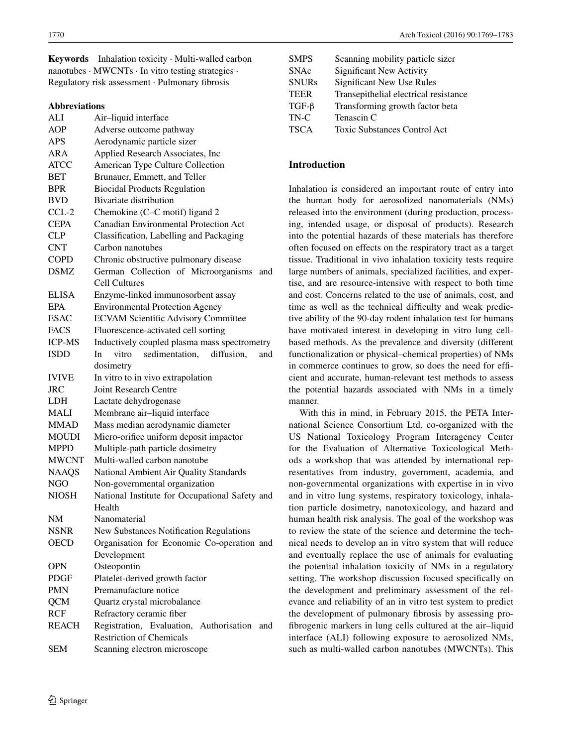**Keywords** Inhalation toxicity · Multi-walled carbon nanotubes · MWCNTs · In vitro testing strategies · Regulatory risk assessment · Pulmonary fibrosis

**Abbreviations**

| | |
|---|---|
| ALI | Air–liquid interface |
| AOP | Adverse outcome pathway |
| APS | Aerodynamic particle sizer |
| ARA | Applied Research Associates, Inc |
| ATCC | American Type Culture Collection |
| BET | Brunauer, Emmett, and Teller |
| BPR | Biocidal Products Regulation |
| BVD | Bivariate distribution |
| CCL-2 | Chemokine (C–C motif) ligand 2 |
| CEPA | Canadian Environmental Protection Act |
| CLP | Classification, Labelling and Packaging |
| CNT | Carbon nanotubes |
| COPD | Chronic obstructive pulmonary disease |
| DSMZ | German Collection of Microorganisms and Cell Cultures |
| ELISA | Enzyme-linked immunosorbent assay |
| EPA | Environmental Protection Agency |
| ESAC | ECVAM Scientific Advisory Committee |
| FACS | Fluorescence-activated cell sorting |
| ICP-MS | Inductively coupled plasma mass spectrometry |
| ISDD | In vitro sedimentation, diffusion, and dosimetry |
| IVIVE | In vitro to in vivo extrapolation |
| JRC | Joint Research Centre |
| LDH | Lactate dehydrogenase |
| MALI | Membrane air–liquid interface |
| MMAD | Mass median aerodynamic diameter |
| MOUDI | Micro-orifice uniform deposit impactor |
| MPPD | Multiple-path particle dosimetry |
| MWCNT | Multi-walled carbon nanotube |
| NAAQS | National Ambient Air Quality Standards |
| NGO | Non-governmental organization |
| NIOSH | National Institute for Occupational Safety and Health |
| NM | Nanomaterial |
| NSNR | New Substances Notification Regulations |
| OECD | Organisation for Economic Co-operation and Development |
| OPN | Osteopontin |
| PDGF | Platelet-derived growth factor |
| PMN | Premanufacture notice |
| QCM | Quartz crystal microbalance |
| RCF | Refractory ceramic fiber |
| REACH | Registration, Evaluation, Authorisation and Restriction of Chemicals |
| SEM | Scanning electron microscope |
| SMPS | Scanning mobility particle sizer |
| SNAc | Significant New Activity |
| SNURs | Significant New Use Rules |
| TEER | Transepithelial electrical resistance |
| TGF-β | Transforming growth factor beta |
| TN-C | Tenascin C |
| TSCA | Toxic Substances Control Act |

## Introduction

Inhalation is considered an important route of entry into the human body for aerosolized nanomaterials (NMs) released into the environment (during production, processing, intended usage, or disposal of products). Research into the potential hazards of these materials has therefore often focused on effects on the respiratory tract as a target tissue. Traditional in vivo inhalation toxicity tests require large numbers of animals, specialized facilities, and expertise, and are resource-intensive with respect to both time and cost. Concerns related to the use of animals, cost, and time as well as the technical difficulty and weak predictive ability of the 90-day rodent inhalation test for humans have motivated interest in developing in vitro lung cell-based methods. As the prevalence and diversity (different functionalization or physical–chemical properties) of NMs in commerce continues to grow, so does the need for efficient and accurate, human-relevant test methods to assess the potential hazards associated with NMs in a timely manner.

With this in mind, in February 2015, the PETA International Science Consortium Ltd. co-organized with the US National Toxicology Program Interagency Center for the Evaluation of Alternative Toxicological Methods a workshop that was attended by international representatives from industry, government, academia, and non-governmental organizations with expertise in in vivo and in vitro lung systems, respiratory toxicology, inhalation particle dosimetry, nanotoxicology, and hazard and human health risk analysis. The goal of the workshop was to review the state of the science and determine the technical needs to develop an in vitro system that will reduce and eventually replace the use of animals for evaluating the potential inhalation toxicity of NMs in a regulatory setting. The workshop discussion focused specifically on the development and preliminary assessment of the relevance and reliability of an in vitro test system to predict the development of pulmonary fibrosis by assessing pro-fibrogenic markers in lung cells cultured at the air–liquid interface (ALI) following exposure to aerosolized NMs, such as multi-walled carbon nanotubes (MWCNTs). This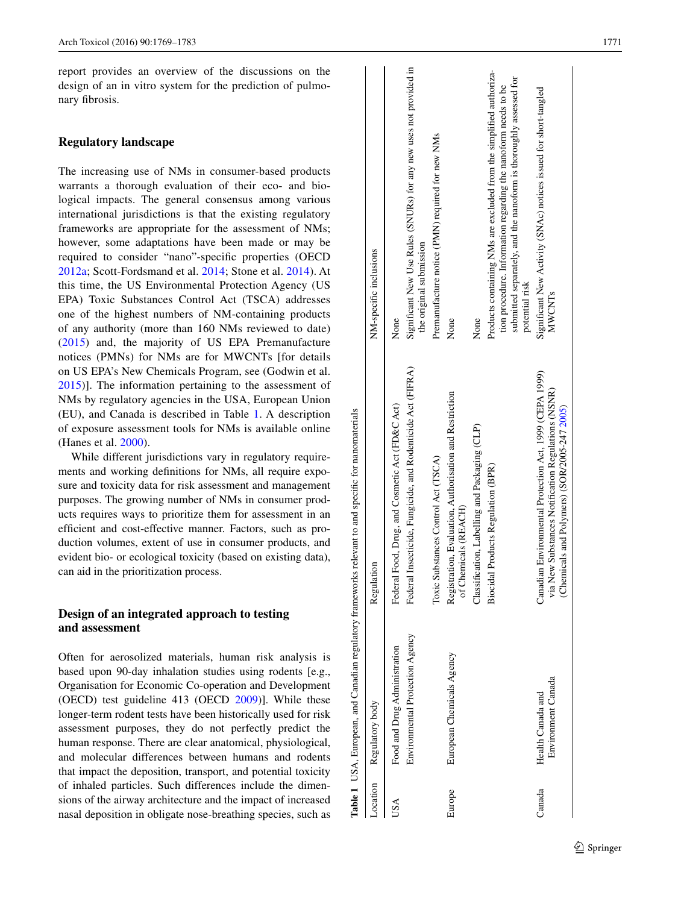report provides an overview of the discussions on the design of an in vitro system for the prediction of pulmonary fibrosis.

## Regulatory landscape

The increasing use of NMs in consumer-based products warrants a thorough evaluation of their eco- and biological impacts. The general consensus among various international jurisdictions is that the existing regulatory frameworks are appropriate for the assessment of NMs; however, some adaptations have been made or may be required to consider "nano"-specific properties (OECD 2012a; Scott-Fordsmand et al. 2014; Stone et al. 2014). At this time, the US Environmental Protection Agency (US EPA) Toxic Substances Control Act (TSCA) addresses one of the highest numbers of NM-containing products of any authority (more than 160 NMs reviewed to date) (2015) and, the majority of US EPA Premanufacture notices (PMNs) for NMs are for MWCNTs [for details on US EPA's New Chemicals Program, see (Godwin et al. 2015)]. The information pertaining to the assessment of NMs by regulatory agencies in the USA, European Union (EU), and Canada is described in Table 1. A description of exposure assessment tools for NMs is available online (Hanes et al. 2000).

While different jurisdictions vary in regulatory requirements and working definitions for NMs, all require exposure and toxicity data for risk assessment and management purposes. The growing number of NMs in consumer products requires ways to prioritize them for assessment in an efficient and cost-effective manner. Factors, such as production volumes, extent of use in consumer products, and evident bio- or ecological toxicity (based on existing data), can aid in the prioritization process.

## Design of an integrated approach to testing and assessment

Often for aerosolized materials, human risk analysis is based upon 90-day inhalation studies using rodents [e.g., Organisation for Economic Co-operation and Development (OECD) test guideline 413 (OECD 2009)]. While these longer-term rodent tests have been historically used for risk assessment purposes, they do not perfectly predict the human response. There are clear anatomical, physiological, and molecular differences between humans and rodents that impact the deposition, transport, and potential toxicity of inhaled particles. Such differences include the dimensions of the airway architecture and the impact of increased nasal deposition in obligate nose-breathing species, such as

**Table 1** USA, European, and Canadian regulatory frameworks relevant to and specific for nanomaterials

| Location | Regulatory body | Regulation | NM-specific inclusions |
|---|---|---|---|
| USA | Food and Drug Administration | Federal Food, Drug, and Cosmetic Act (FD&C Act) | None |
| | Environmental Protection Agency | Federal Insecticide, Fungicide, and Rodenticide Act (FIFRA) | Significant New Use Rules (SNURs) for any new uses not provided in the original submission |
| | | Toxic Substances Control Act (TSCA) | Premanufacture notice (PMN) required for new NMs |
| Europe | European Chemicals Agency | Registration, Evaluation, Authorisation and Restriction of Chemicals (REACH) | None |
| | | Classification, Labelling and Packaging (CLP) | None |
| | | Biocidal Products Regulation (BPR) | Products containing NMs are excluded from the simplified authorization procedure. Information regarding the nanoform needs to be submitted separately, and the nanoform is thoroughly assessed for potential risk |
| Canada | Health Canada and Environment Canada | Canadian Environmental Protection Act, 1999 (CEPA 1999) via New Substances Notification Regulations (NSNR) (Chemicals and Polymers) (SOR/2005-247 2005) | Significant New Activity (SNAc) notices issued for short-tangled MWCNTs |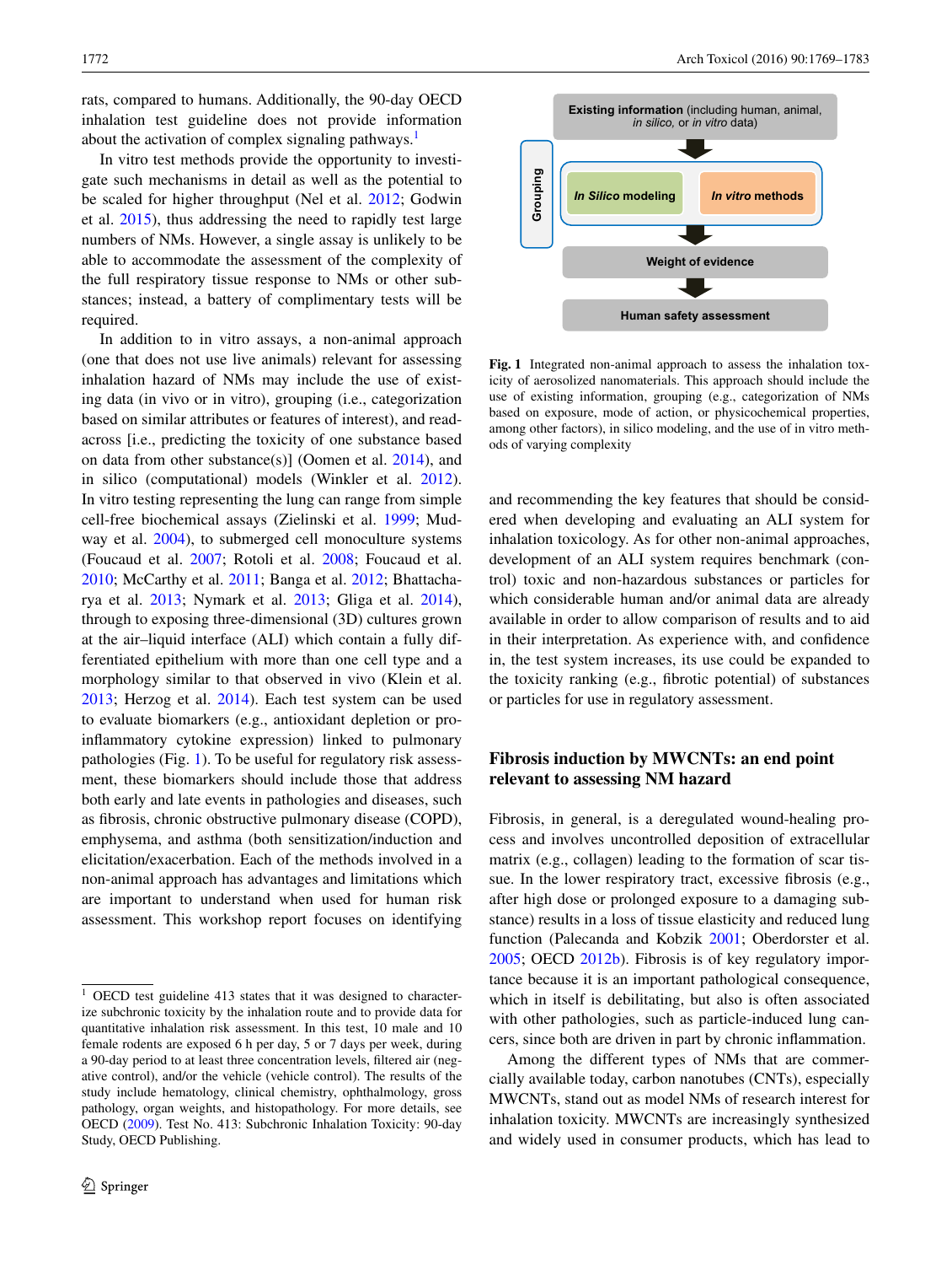rats, compared to humans. Additionally, the 90-day OECD inhalation test guideline does not provide information about the activation of complex signaling pathways.[1]

In vitro test methods provide the opportunity to investigate such mechanisms in detail as well as the potential to be scaled for higher throughput (Nel et al. 2012; Godwin et al. 2015), thus addressing the need to rapidly test large numbers of NMs. However, a single assay is unlikely to be able to accommodate the assessment of the complexity of the full respiratory tissue response to NMs or other substances; instead, a battery of complimentary tests will be required.

In addition to in vitro assays, a non-animal approach (one that does not use live animals) relevant for assessing inhalation hazard of NMs may include the use of existing data (in vivo or in vitro), grouping (i.e., categorization based on similar attributes or features of interest), and read-across [i.e., predicting the toxicity of one substance based on data from other substance(s)] (Oomen et al. 2014), and in silico (computational) models (Winkler et al. 2012). In vitro testing representing the lung can range from simple cell-free biochemical assays (Zielinski et al. 1999; Mudway et al. 2004), to submerged cell monoculture systems (Foucaud et al. 2007; Rotoli et al. 2008; Foucaud et al. 2010; McCarthy et al. 2011; Banga et al. 2012; Bhattacharya et al. 2013; Nymark et al. 2013; Gliga et al. 2014), through to exposing three-dimensional (3D) cultures grown at the air–liquid interface (ALI) which contain a fully differentiated epithelium with more than one cell type and a morphology similar to that observed in vivo (Klein et al. 2013; Herzog et al. 2014). Each test system can be used to evaluate biomarkers (e.g., antioxidant depletion or pro-inflammatory cytokine expression) linked to pulmonary pathologies (Fig. 1). To be useful for regulatory risk assessment, these biomarkers should include those that address both early and late events in pathologies and diseases, such as fibrosis, chronic obstructive pulmonary disease (COPD), emphysema, and asthma (both sensitization/induction and elicitation/exacerbation. Each of the methods involved in a non-animal approach has advantages and limitations which are important to understand when used for human risk assessment. This workshop report focuses on identifying and recommending the key features that should be considered when developing and evaluating an ALI system for inhalation toxicology. As for other non-animal approaches, development of an ALI system requires benchmark (control) toxic and non-hazardous substances or particles for which considerable human and/or animal data are already available in order to allow comparison of results and to aid in their interpretation. As experience with, and confidence in, the test system increases, its use could be expanded to the toxicity ranking (e.g., fibrotic potential) of substances or particles for use in regulatory assessment.

**Existing information** (including human, animal, *in silico*, or *in vitro* data) → Grouping: [***In Silico* modeling** | ***In vitro* methods**] → **Weight of evidence** → **Human safety assessment**

**Fig. 1** Integrated non-animal approach to assess the inhalation toxicity of aerosolized nanomaterials. This approach should include the use of existing information, grouping (e.g., categorization of NMs based on exposure, mode of action, or physicochemical properties, among other factors), in silico modeling, and the use of in vitro methods of varying complexity

## Fibrosis induction by MWCNTs: an end point relevant to assessing NM hazard

Fibrosis, in general, is a deregulated wound-healing process and involves uncontrolled deposition of extracellular matrix (e.g., collagen) leading to the formation of scar tissue. In the lower respiratory tract, excessive fibrosis (e.g., after high dose or prolonged exposure to a damaging substance) results in a loss of tissue elasticity and reduced lung function (Palecanda and Kobzik 2001; Oberdorster et al. 2005; OECD 2012b). Fibrosis is of key regulatory importance because it is an important pathological consequence, which in itself is debilitating, but also is often associated with other pathologies, such as particle-induced lung cancers, since both are driven in part by chronic inflammation.

Among the different types of NMs that are commercially available today, carbon nanotubes (CNTs), especially MWCNTs, stand out as model NMs of research interest for inhalation toxicity. MWCNTs are increasingly synthesized and widely used in consumer products, which has lead to

[1] OECD test guideline 413 states that it was designed to characterize subchronic toxicity by the inhalation route and to provide data for quantitative inhalation risk assessment. In this test, 10 male and 10 female rodents are exposed 6 h per day, 5 or 7 days per week, during a 90-day period to at least three concentration levels, filtered air (negative control), and/or the vehicle (vehicle control). The results of the study include hematology, clinical chemistry, ophthalmology, gross pathology, organ weights, and histopathology. For more details, see OECD (2009). Test No. 413: Subchronic Inhalation Toxicity: 90-day Study, OECD Publishing.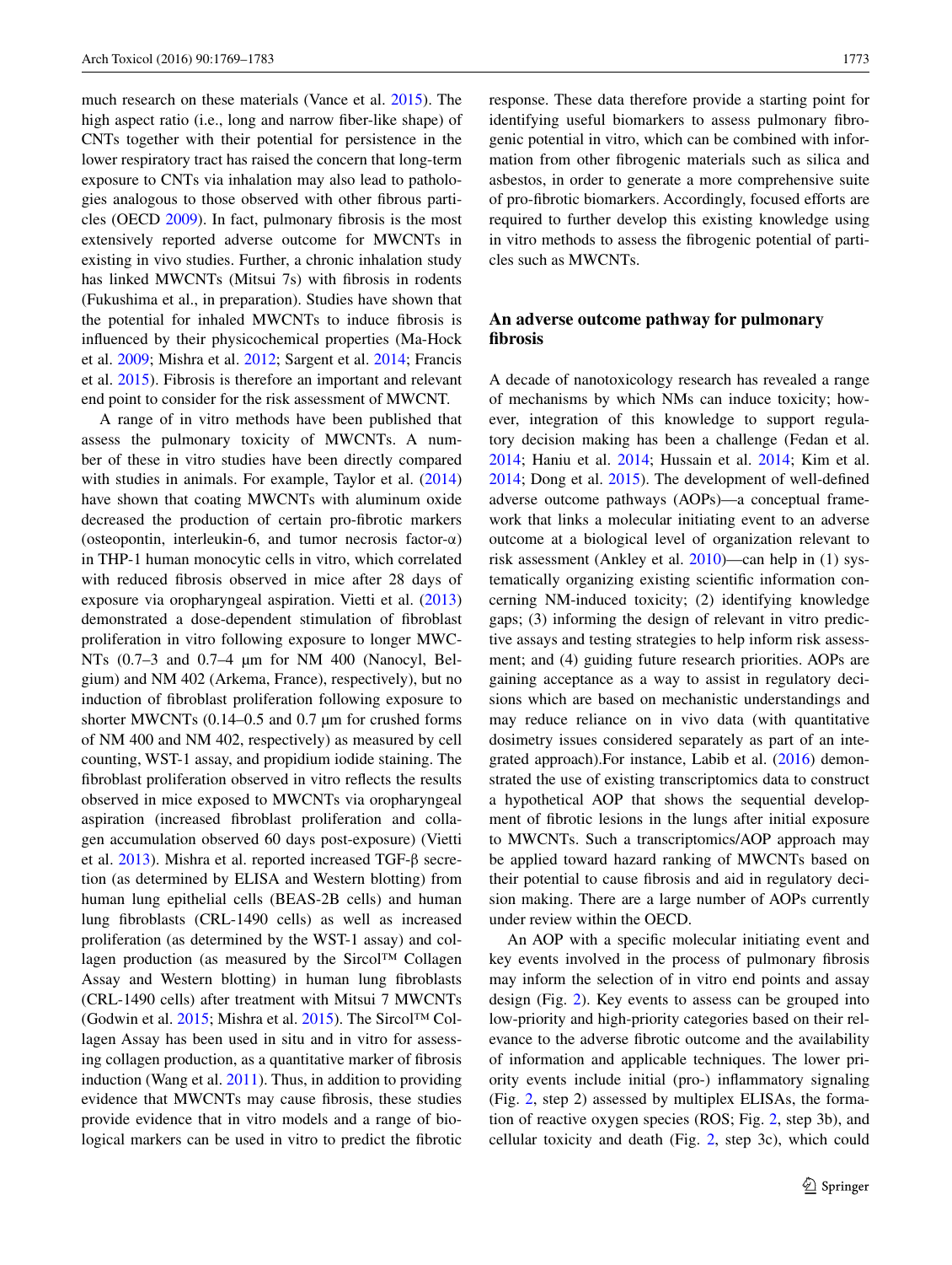much research on these materials (Vance et al. 2015). The high aspect ratio (i.e., long and narrow fiber-like shape) of CNTs together with their potential for persistence in the lower respiratory tract has raised the concern that long-term exposure to CNTs via inhalation may also lead to pathologies analogous to those observed with other fibrous particles (OECD 2009). In fact, pulmonary fibrosis is the most extensively reported adverse outcome for MWCNTs in existing in vivo studies. Further, a chronic inhalation study has linked MWCNTs (Mitsui 7s) with fibrosis in rodents (Fukushima et al., in preparation). Studies have shown that the potential for inhaled MWCNTs to induce fibrosis is influenced by their physicochemical properties (Ma-Hock et al. 2009; Mishra et al. 2012; Sargent et al. 2014; Francis et al. 2015). Fibrosis is therefore an important and relevant end point to consider for the risk assessment of MWCNT.

A range of in vitro methods have been published that assess the pulmonary toxicity of MWCNTs. A number of these in vitro studies have been directly compared with studies in animals. For example, Taylor et al. (2014) have shown that coating MWCNTs with aluminum oxide decreased the production of certain pro-fibrotic markers (osteopontin, interleukin-6, and tumor necrosis factor-α) in THP-1 human monocytic cells in vitro, which correlated with reduced fibrosis observed in mice after 28 days of exposure via oropharyngeal aspiration. Vietti et al. (2013) demonstrated a dose-dependent stimulation of fibroblast proliferation in vitro following exposure to longer MWCNTs (0.7–3 and 0.7–4 µm for NM 400 (Nanocyl, Belgium) and NM 402 (Arkema, France), respectively), but no induction of fibroblast proliferation following exposure to shorter MWCNTs (0.14–0.5 and 0.7 µm for crushed forms of NM 400 and NM 402, respectively) as measured by cell counting, WST-1 assay, and propidium iodide staining. The fibroblast proliferation observed in vitro reflects the results observed in mice exposed to MWCNTs via oropharyngeal aspiration (increased fibroblast proliferation and collagen accumulation observed 60 days post-exposure) (Vietti et al. 2013). Mishra et al. reported increased TGF-β secretion (as determined by ELISA and Western blotting) from human lung epithelial cells (BEAS-2B cells) and human lung fibroblasts (CRL-1490 cells) as well as increased proliferation (as determined by the WST-1 assay) and collagen production (as measured by the Sircol™ Collagen Assay and Western blotting) in human lung fibroblasts (CRL-1490 cells) after treatment with Mitsui 7 MWCNTs (Godwin et al. 2015; Mishra et al. 2015). The Sircol™ Collagen Assay has been used in situ and in vitro for assessing collagen production, as a quantitative marker of fibrosis induction (Wang et al. 2011). Thus, in addition to providing evidence that MWCNTs may cause fibrosis, these studies provide evidence that in vitro models and a range of biological markers can be used in vitro to predict the fibrotic response. These data therefore provide a starting point for identifying useful biomarkers to assess pulmonary fibrogenic potential in vitro, which can be combined with information from other fibrogenic materials such as silica and asbestos, in order to generate a more comprehensive suite of pro-fibrotic biomarkers. Accordingly, focused efforts are required to further develop this existing knowledge using in vitro methods to assess the fibrogenic potential of particles such as MWCNTs.

## An adverse outcome pathway for pulmonary fibrosis

A decade of nanotoxicology research has revealed a range of mechanisms by which NMs can induce toxicity; however, integration of this knowledge to support regulatory decision making has been a challenge (Fedan et al. 2014; Haniu et al. 2014; Hussain et al. 2014; Kim et al. 2014; Dong et al. 2015). The development of well-defined adverse outcome pathways (AOPs)—a conceptual framework that links a molecular initiating event to an adverse outcome at a biological level of organization relevant to risk assessment (Ankley et al. 2010)—can help in (1) systematically organizing existing scientific information concerning NM-induced toxicity; (2) identifying knowledge gaps; (3) informing the design of relevant in vitro predictive assays and testing strategies to help inform risk assessment; and (4) guiding future research priorities. AOPs are gaining acceptance as a way to assist in regulatory decisions which are based on mechanistic understandings and may reduce reliance on in vivo data (with quantitative dosimetry issues considered separately as part of an integrated approach).For instance, Labib et al. (2016) demonstrated the use of existing transcriptomics data to construct a hypothetical AOP that shows the sequential development of fibrotic lesions in the lungs after initial exposure to MWCNTs. Such a transcriptomics/AOP approach may be applied toward hazard ranking of MWCNTs based on their potential to cause fibrosis and aid in regulatory decision making. There are a large number of AOPs currently under review within the OECD.

An AOP with a specific molecular initiating event and key events involved in the process of pulmonary fibrosis may inform the selection of in vitro end points and assay design (Fig. 2). Key events to assess can be grouped into low-priority and high-priority categories based on their relevance to the adverse fibrotic outcome and the availability of information and applicable techniques. The lower priority events include initial (pro-) inflammatory signaling (Fig. 2, step 2) assessed by multiplex ELISAs, the formation of reactive oxygen species (ROS; Fig. 2, step 3b), and cellular toxicity and death (Fig. 2, step 3c), which could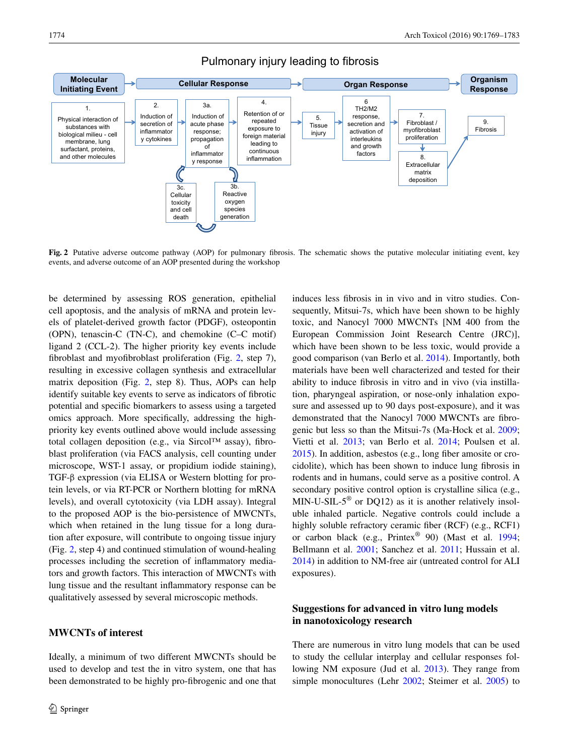**Fig. 2** Putative adverse outcome pathway (AOP) for pulmonary fibrosis. The schematic shows the putative molecular initiating event, key events, and adverse outcome of an AOP presented during the workshop

be determined by assessing ROS generation, epithelial cell apoptosis, and the analysis of mRNA and protein levels of platelet-derived growth factor (PDGF), osteopontin (OPN), tenascin-C (TN-C), and chemokine (C–C motif) ligand 2 (CCL-2). The higher priority key events include fibroblast and myofibroblast proliferation (Fig. 2, step 7), resulting in excessive collagen synthesis and extracellular matrix deposition (Fig. 2, step 8). Thus, AOPs can help identify suitable key events to serve as indicators of fibrotic potential and specific biomarkers to assess using a targeted omics approach. More specifically, addressing the high-priority key events outlined above would include assessing total collagen deposition (e.g., via Sircol™ assay), fibroblast proliferation (via FACS analysis, cell counting under microscope, WST-1 assay, or propidium iodide staining), TGF-β expression (via ELISA or Western blotting for protein levels, or via RT-PCR or Northern blotting for mRNA levels), and overall cytotoxicity (via LDH assay). Integral to the proposed AOP is the bio-persistence of MWCNTs, which when retained in the lung tissue for a long duration after exposure, will contribute to ongoing tissue injury (Fig. 2, step 4) and continued stimulation of wound-healing processes including the secretion of inflammatory mediators and growth factors. This interaction of MWCNTs with lung tissue and the resultant inflammatory response can be qualitatively assessed by several microscopic methods.

## MWCNTs of interest

Ideally, a minimum of two different MWCNTs should be used to develop and test the in vitro system, one that has been demonstrated to be highly pro-fibrogenic and one that induces less fibrosis in in vivo and in vitro studies. Consequently, Mitsui-7s, which have been shown to be highly toxic, and Nanocyl 7000 MWCNTs [NM 400 from the European Commission Joint Research Centre (JRC)], which have been shown to be less toxic, would provide a good comparison (van Berlo et al. 2014). Importantly, both materials have been well characterized and tested for their ability to induce fibrosis in vitro and in vivo (via instillation, pharyngeal aspiration, or nose-only inhalation exposure and assessed up to 90 days post-exposure), and it was demonstrated that the Nanocyl 7000 MWCNTs are fibrogenic but less so than the Mitsui-7s (Ma-Hock et al. 2009; Vietti et al. 2013; van Berlo et al. 2014; Poulsen et al. 2015). In addition, asbestos (e.g., long fiber amosite or crocidolite), which has been shown to induce lung fibrosis in rodents and in humans, could serve as a positive control. A secondary positive control option is crystalline silica (e.g., MIN-U-SIL-5® or DQ12) as it is another relatively insoluble inhaled particle. Negative controls could include a highly soluble refractory ceramic fiber (RCF) (e.g., RCF1) or carbon black (e.g., Printex® 90) (Mast et al. 1994; Bellmann et al. 2001; Sanchez et al. 2011; Hussain et al. 2014) in addition to NM-free air (untreated control for ALI exposures).

## Suggestions for advanced in vitro lung models in nanotoxicology research

There are numerous in vitro lung models that can be used to study the cellular interplay and cellular responses following NM exposure (Jud et al. 2013). They range from simple monocultures (Lehr 2002; Steimer et al. 2005) to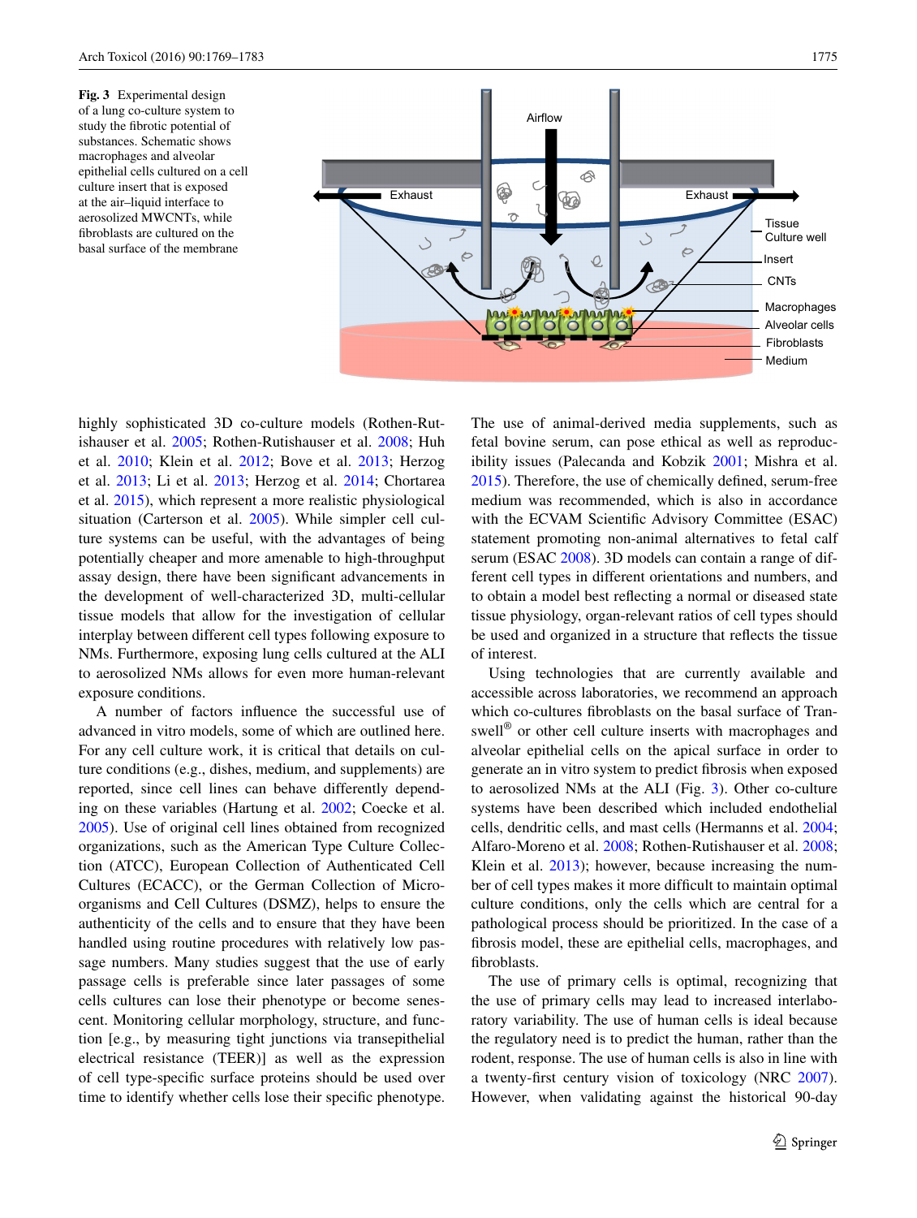**Fig. 3** Experimental design of a lung co-culture system to study the fibrotic potential of substances. Schematic shows macrophages and alveolar epithelial cells cultured on a cell culture insert that is exposed at the air–liquid interface to aerosolized MWCNTs, while fibroblasts are cultured on the basal surface of the membrane

Airflow

Exhaust

Exhaust

Tissue Culture well

Insert

CNTs

Macrophages

Alveolar cells

Fibroblasts

Medium

highly sophisticated 3D co-culture models (Rothen-Rutishauser et al. 2005; Rothen-Rutishauser et al. 2008; Huh et al. 2010; Klein et al. 2012; Bove et al. 2013; Herzog et al. 2013; Li et al. 2013; Herzog et al. 2014; Chortarea et al. 2015), which represent a more realistic physiological situation (Carterson et al. 2005). While simpler cell culture systems can be useful, with the advantages of being potentially cheaper and more amenable to high-throughput assay design, there have been significant advancements in the development of well-characterized 3D, multi-cellular tissue models that allow for the investigation of cellular interplay between different cell types following exposure to NMs. Furthermore, exposing lung cells cultured at the ALI to aerosolized NMs allows for even more human-relevant exposure conditions.

A number of factors influence the successful use of advanced in vitro models, some of which are outlined here. For any cell culture work, it is critical that details on culture conditions (e.g., dishes, medium, and supplements) are reported, since cell lines can behave differently depending on these variables (Hartung et al. 2002; Coecke et al. 2005). Use of original cell lines obtained from recognized organizations, such as the American Type Culture Collection (ATCC), European Collection of Authenticated Cell Cultures (ECACC), or the German Collection of Microorganisms and Cell Cultures (DSMZ), helps to ensure the authenticity of the cells and to ensure that they have been handled using routine procedures with relatively low passage numbers. Many studies suggest that the use of early passage cells is preferable since later passages of some cells cultures can lose their phenotype or become senescent. Monitoring cellular morphology, structure, and function [e.g., by measuring tight junctions via transepithelial electrical resistance (TEER)] as well as the expression of cell type-specific surface proteins should be used over time to identify whether cells lose their specific phenotype. The use of animal-derived media supplements, such as fetal bovine serum, can pose ethical as well as reproducibility issues (Palecanda and Kobzik 2001; Mishra et al. 2015). Therefore, the use of chemically defined, serum-free medium was recommended, which is also in accordance with the ECVAM Scientific Advisory Committee (ESAC) statement promoting non-animal alternatives to fetal calf serum (ESAC 2008). 3D models can contain a range of different cell types in different orientations and numbers, and to obtain a model best reflecting a normal or diseased state tissue physiology, organ-relevant ratios of cell types should be used and organized in a structure that reflects the tissue of interest.

Using technologies that are currently available and accessible across laboratories, we recommend an approach which co-cultures fibroblasts on the basal surface of Transwell® or other cell culture inserts with macrophages and alveolar epithelial cells on the apical surface in order to generate an in vitro system to predict fibrosis when exposed to aerosolized NMs at the ALI (Fig. 3). Other co-culture systems have been described which included endothelial cells, dendritic cells, and mast cells (Hermanns et al. 2004; Alfaro-Moreno et al. 2008; Rothen-Rutishauser et al. 2008; Klein et al. 2013); however, because increasing the number of cell types makes it more difficult to maintain optimal culture conditions, only the cells which are central for a pathological process should be prioritized. In the case of a fibrosis model, these are epithelial cells, macrophages, and fibroblasts.

The use of primary cells is optimal, recognizing that the use of primary cells may lead to increased interlaboratory variability. The use of human cells is ideal because the regulatory need is to predict the human, rather than the rodent, response. The use of human cells is also in line with a twenty-first century vision of toxicology (NRC 2007). However, when validating against the historical 90-day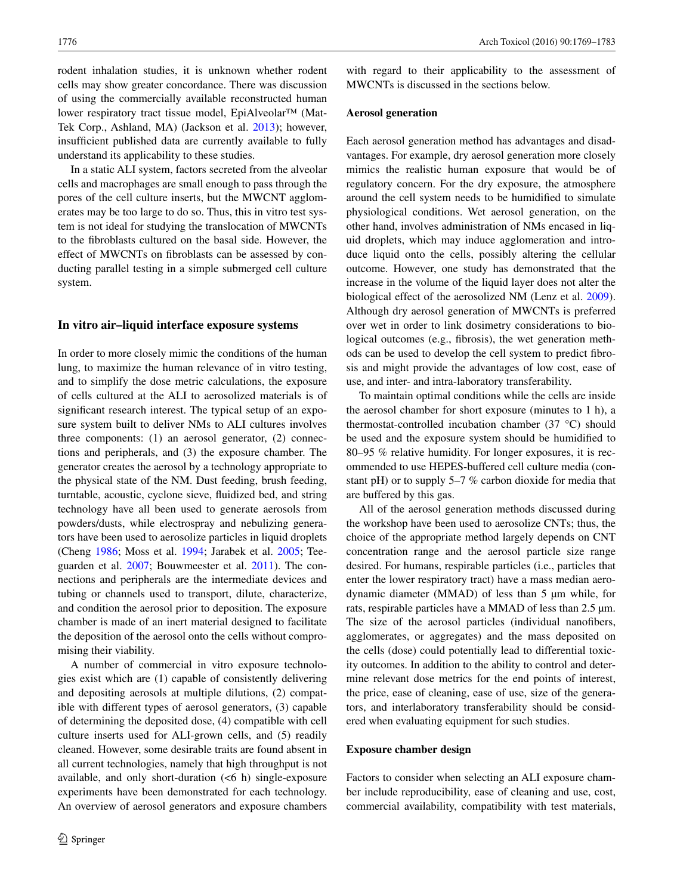rodent inhalation studies, it is unknown whether rodent cells may show greater concordance. There was discussion of using the commercially available reconstructed human lower respiratory tract tissue model, EpiAlveolar™ (Mat-Tek Corp., Ashland, MA) (Jackson et al. 2013); however, insufficient published data are currently available to fully understand its applicability to these studies.

In a static ALI system, factors secreted from the alveolar cells and macrophages are small enough to pass through the pores of the cell culture inserts, but the MWCNT agglomerates may be too large to do so. Thus, this in vitro test system is not ideal for studying the translocation of MWCNTs to the fibroblasts cultured on the basal side. However, the effect of MWCNTs on fibroblasts can be assessed by conducting parallel testing in a simple submerged cell culture system.

## In vitro air–liquid interface exposure systems

In order to more closely mimic the conditions of the human lung, to maximize the human relevance of in vitro testing, and to simplify the dose metric calculations, the exposure of cells cultured at the ALI to aerosolized materials is of significant research interest. The typical setup of an exposure system built to deliver NMs to ALI cultures involves three components: (1) an aerosol generator, (2) connections and peripherals, and (3) the exposure chamber. The generator creates the aerosol by a technology appropriate to the physical state of the NM. Dust feeding, brush feeding, turntable, acoustic, cyclone sieve, fluidized bed, and string technology have all been used to generate aerosols from powders/dusts, while electrospray and nebulizing generators have been used to aerosolize particles in liquid droplets (Cheng 1986; Moss et al. 1994; Jarabek et al. 2005; Teeguarden et al. 2007; Bouwmeester et al. 2011). The connections and peripherals are the intermediate devices and tubing or channels used to transport, dilute, characterize, and condition the aerosol prior to deposition. The exposure chamber is made of an inert material designed to facilitate the deposition of the aerosol onto the cells without compromising their viability.

A number of commercial in vitro exposure technologies exist which are (1) capable of consistently delivering and depositing aerosols at multiple dilutions, (2) compatible with different types of aerosol generators, (3) capable of determining the deposited dose, (4) compatible with cell culture inserts used for ALI-grown cells, and (5) readily cleaned. However, some desirable traits are found absent in all current technologies, namely that high throughput is not available, and only short-duration (<6 h) single-exposure experiments have been demonstrated for each technology. An overview of aerosol generators and exposure chambers with regard to their applicability to the assessment of MWCNTs is discussed in the sections below.

### Aerosol generation

Each aerosol generation method has advantages and disadvantages. For example, dry aerosol generation more closely mimics the realistic human exposure that would be of regulatory concern. For the dry exposure, the atmosphere around the cell system needs to be humidified to simulate physiological conditions. Wet aerosol generation, on the other hand, involves administration of NMs encased in liquid droplets, which may induce agglomeration and introduce liquid onto the cells, possibly altering the cellular outcome. However, one study has demonstrated that the increase in the volume of the liquid layer does not alter the biological effect of the aerosolized NM (Lenz et al. 2009). Although dry aerosol generation of MWCNTs is preferred over wet in order to link dosimetry considerations to biological outcomes (e.g., fibrosis), the wet generation methods can be used to develop the cell system to predict fibrosis and might provide the advantages of low cost, ease of use, and inter- and intra-laboratory transferability.

To maintain optimal conditions while the cells are inside the aerosol chamber for short exposure (minutes to 1 h), a thermostat-controlled incubation chamber (37 °C) should be used and the exposure system should be humidified to 80–95 % relative humidity. For longer exposures, it is recommended to use HEPES-buffered cell culture media (constant pH) or to supply 5–7 % carbon dioxide for media that are buffered by this gas.

All of the aerosol generation methods discussed during the workshop have been used to aerosolize CNTs; thus, the choice of the appropriate method largely depends on CNT concentration range and the aerosol particle size range desired. For humans, respirable particles (i.e., particles that enter the lower respiratory tract) have a mass median aerodynamic diameter (MMAD) of less than 5 µm while, for rats, respirable particles have a MMAD of less than 2.5 µm. The size of the aerosol particles (individual nanofibers, agglomerates, or aggregates) and the mass deposited on the cells (dose) could potentially lead to differential toxicity outcomes. In addition to the ability to control and determine relevant dose metrics for the end points of interest, the price, ease of cleaning, ease of use, size of the generators, and interlaboratory transferability should be considered when evaluating equipment for such studies.

### Exposure chamber design

Factors to consider when selecting an ALI exposure chamber include reproducibility, ease of cleaning and use, cost, commercial availability, compatibility with test materials,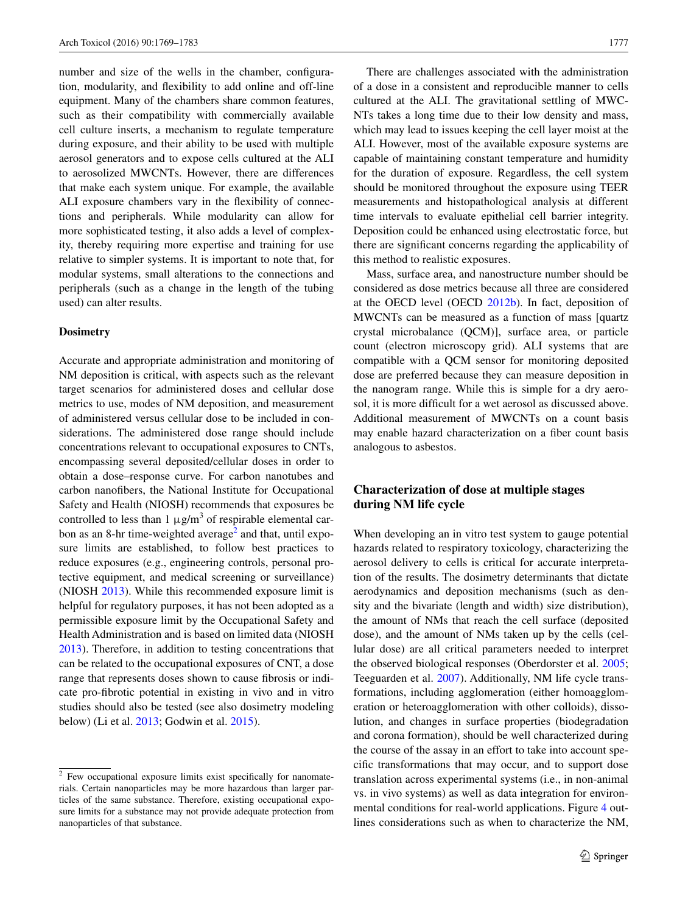number and size of the wells in the chamber, configuration, modularity, and flexibility to add online and off-line equipment. Many of the chambers share common features, such as their compatibility with commercially available cell culture inserts, a mechanism to regulate temperature during exposure, and their ability to be used with multiple aerosol generators and to expose cells cultured at the ALI to aerosolized MWCNTs. However, there are differences that make each system unique. For example, the available ALI exposure chambers vary in the flexibility of connections and peripherals. While modularity can allow for more sophisticated testing, it also adds a level of complexity, thereby requiring more expertise and training for use relative to simpler systems. It is important to note that, for modular systems, small alterations to the connections and peripherals (such as a change in the length of the tubing used) can alter results.

### Dosimetry

Accurate and appropriate administration and monitoring of NM deposition is critical, with aspects such as the relevant target scenarios for administered doses and cellular dose metrics to use, modes of NM deposition, and measurement of administered versus cellular dose to be included in considerations. The administered dose range should include concentrations relevant to occupational exposures to CNTs, encompassing several deposited/cellular doses in order to obtain a dose–response curve. For carbon nanotubes and carbon nanofibers, the National Institute for Occupational Safety and Health (NIOSH) recommends that exposures be controlled to less than 1 $\mu g/m^3$ of respirable elemental carbon as an 8-hr time-weighted average[2] and that, until exposure limits are established, to follow best practices to reduce exposures (e.g., engineering controls, personal protective equipment, and medical screening or surveillance) (NIOSH 2013). While this recommended exposure limit is helpful for regulatory purposes, it has not been adopted as a permissible exposure limit by the Occupational Safety and Health Administration and is based on limited data (NIOSH 2013). Therefore, in addition to testing concentrations that can be related to the occupational exposures of CNT, a dose range that represents doses shown to cause fibrosis or indicate pro-fibrotic potential in existing in vivo and in vitro studies should also be tested (see also dosimetry modeling below) (Li et al. 2013; Godwin et al. 2015).

[2] Few occupational exposure limits exist specifically for nanomaterials. Certain nanoparticles may be more hazardous than larger particles of the same substance. Therefore, existing occupational exposure limits for a substance may not provide adequate protection from nanoparticles of that substance.

There are challenges associated with the administration of a dose in a consistent and reproducible manner to cells cultured at the ALI. The gravitational settling of MWCNTs takes a long time due to their low density and mass, which may lead to issues keeping the cell layer moist at the ALI. However, most of the available exposure systems are capable of maintaining constant temperature and humidity for the duration of exposure. Regardless, the cell system should be monitored throughout the exposure using TEER measurements and histopathological analysis at different time intervals to evaluate epithelial cell barrier integrity. Deposition could be enhanced using electrostatic force, but there are significant concerns regarding the applicability of this method to realistic exposures.

Mass, surface area, and nanostructure number should be considered as dose metrics because all three are considered at the OECD level (OECD 2012b). In fact, deposition of MWCNTs can be measured as a function of mass [quartz crystal microbalance (QCM)], surface area, or particle count (electron microscopy grid). ALI systems that are compatible with a QCM sensor for monitoring deposited dose are preferred because they can measure deposition in the nanogram range. While this is simple for a dry aerosol, it is more difficult for a wet aerosol as discussed above. Additional measurement of MWCNTs on a count basis may enable hazard characterization on a fiber count basis analogous to asbestos.

## Characterization of dose at multiple stages during NM life cycle

When developing an in vitro test system to gauge potential hazards related to respiratory toxicology, characterizing the aerosol delivery to cells is critical for accurate interpretation of the results. The dosimetry determinants that dictate aerodynamics and deposition mechanisms (such as density and the bivariate (length and width) size distribution), the amount of NMs that reach the cell surface (deposited dose), and the amount of NMs taken up by the cells (cellular dose) are all critical parameters needed to interpret the observed biological responses (Oberdorster et al. 2005; Teeguarden et al. 2007). Additionally, NM life cycle transformations, including agglomeration (either homoagglomeration or heteroagglomeration with other colloids), dissolution, and changes in surface properties (biodegradation and corona formation), should be well characterized during the course of the assay in an effort to take into account specific transformations that may occur, and to support dose translation across experimental systems (i.e., in non-animal vs. in vivo systems) as well as data integration for environmental conditions for real-world applications. Figure 4 outlines considerations such as when to characterize the NM,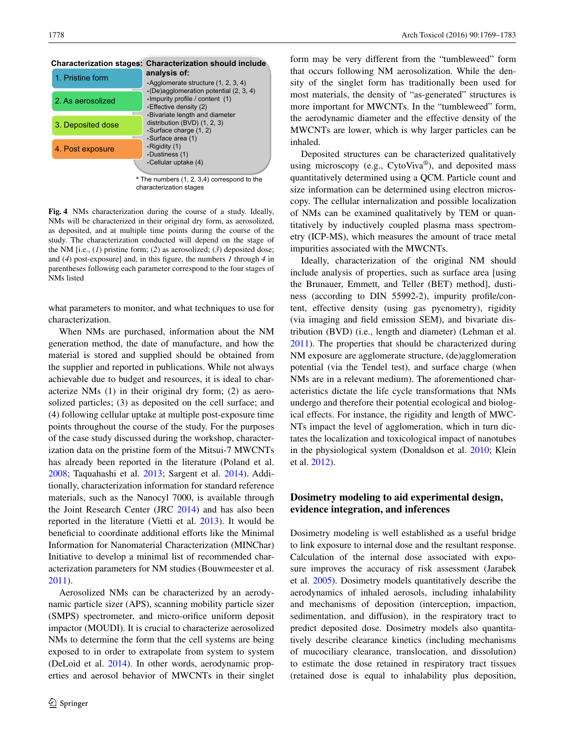Characterization stages:

1. Pristine form
2. As aerosolized
3. Deposited dose
4. Post exposure

Characterization should include analysis of:

- Agglomerate structure (1, 2, 3, 4)
- (De)agglomeration potential (2, 3, 4)
- Impurity profile / content (1)
- Effective density (2)
- Bivariate length and diameter distribution (BVD) (1, 2, 3)
- Surface charge (1, 2)
- Surface area (1)
- Rigidity (1)
- Dustiness (1)
- Cellular uptake (4)

\* The numbers (1, 2, 3,4) correspond to the characterization stages

**Fig. 4** NMs characterization during the course of a study. Ideally, NMs will be characterized in their original dry form, as aerosolized, as deposited, and at multiple time points during the course of the study. The characterization conducted will depend on the stage of the NM [i.e., (*1*) pristine form; (*2*) as aerosolized; (*3*) deposited dose; and (*4*) post-exposure] and, in this figure, the numbers *1* through *4* in parentheses following each parameter correspond to the four stages of NMs listed

what parameters to monitor, and what techniques to use for characterization.

When NMs are purchased, information about the NM generation method, the date of manufacture, and how the material is stored and supplied should be obtained from the supplier and reported in publications. While not always achievable due to budget and resources, it is ideal to characterize NMs (1) in their original dry form; (2) as aerosolized particles; (3) as deposited on the cell surface; and (4) following cellular uptake at multiple post-exposure time points throughout the course of the study. For the purposes of the case study discussed during the workshop, characterization data on the pristine form of the Mitsui-7 MWCNTs has already been reported in the literature (Poland et al. 2008; Taquahashi et al. 2013; Sargent et al. 2014). Additionally, characterization information for standard reference materials, such as the Nanocyl 7000, is available through the Joint Research Center (JRC 2014) and has also been reported in the literature (Vietti et al. 2013). It would be beneficial to coordinate additional efforts like the Minimal Information for Nanomaterial Characterization (MINChar) Initiative to develop a minimal list of recommended characterization parameters for NM studies (Bouwmeester et al. 2011).

Aerosolized NMs can be characterized by an aerodynamic particle sizer (APS), scanning mobility particle sizer (SMPS) spectrometer, and micro-orifice uniform deposit impactor (MOUDI). It is crucial to characterize aerosolized NMs to determine the form that the cell systems are being exposed to in order to extrapolate from system to system (DeLoid et al. 2014). In other words, aerodynamic properties and aerosol behavior of MWCNTs in their singlet form may be very different from the "tumbleweed" form that occurs following NM aerosolization. While the density of the singlet form has traditionally been used for most materials, the density of "as-generated" structures is more important for MWCNTs. In the "tumbleweed" form, the aerodynamic diameter and the effective density of the MWCNTs are lower, which is why larger particles can be inhaled.

Deposited structures can be characterized qualitatively using microscopy (e.g., CytoViva®), and deposited mass quantitatively determined using a QCM. Particle count and size information can be determined using electron microscopy. The cellular internalization and possible localization of NMs can be examined qualitatively by TEM or quantitatively by inductively coupled plasma mass spectrometry (ICP-MS), which measures the amount of trace metal impurities associated with the MWCNTs.

Ideally, characterization of the original NM should include analysis of properties, such as surface area [using the Brunauer, Emmett, and Teller (BET) method], dustiness (according to DIN 55992-2), impurity profile/content, effective density (using gas pycnometry), rigidity (via imaging and field emission SEM), and bivariate distribution (BVD) (i.e., length and diameter) (Lehman et al. 2011). The properties that should be characterized during NM exposure are agglomerate structure, (de)agglomeration potential (via the Tendel test), and surface charge (when NMs are in a relevant medium). The aforementioned characteristics dictate the life cycle transformations that NMs undergo and therefore their potential ecological and biological effects. For instance, the rigidity and length of MWCNTs impact the level of agglomeration, which in turn dictates the localization and toxicological impact of nanotubes in the physiological system (Donaldson et al. 2010; Klein et al. 2012).

## Dosimetry modeling to aid experimental design, evidence integration, and inferences

Dosimetry modeling is well established as a useful bridge to link exposure to internal dose and the resultant response. Calculation of the internal dose associated with exposure improves the accuracy of risk assessment (Jarabek et al. 2005). Dosimetry models quantitatively describe the aerodynamics of inhaled aerosols, including inhalability and mechanisms of deposition (interception, impaction, sedimentation, and diffusion), in the respiratory tract to predict deposited dose. Dosimetry models also quantitatively describe clearance kinetics (including mechanisms of mucociliary clearance, translocation, and dissolution) to estimate the dose retained in respiratory tract tissues (retained dose is equal to inhalability plus deposition,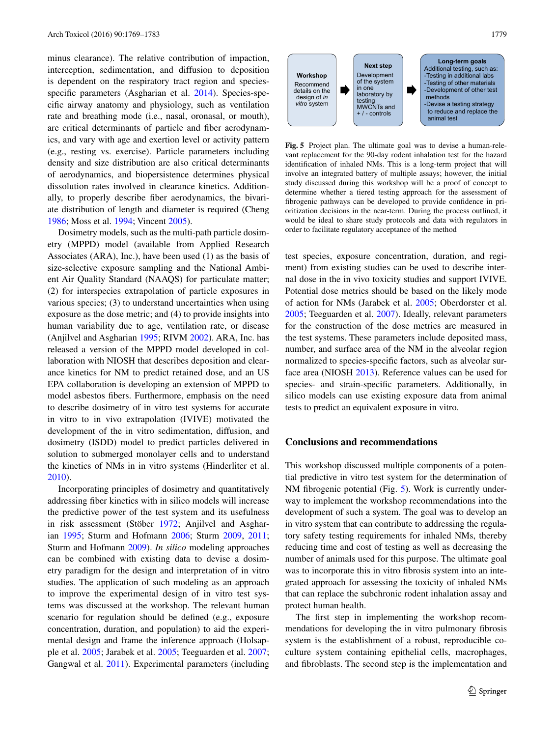minus clearance). The relative contribution of impaction, interception, sedimentation, and diffusion to deposition is dependent on the respiratory tract region and species-specific parameters (Asgharian et al. 2014). Species-specific airway anatomy and physiology, such as ventilation rate and breathing mode (i.e., nasal, oronasal, or mouth), are critical determinants of particle and fiber aerodynamics, and vary with age and exertion level or activity pattern (e.g., resting vs. exercise). Particle parameters including density and size distribution are also critical determinants of aerodynamics, and biopersistence determines physical dissolution rates involved in clearance kinetics. Additionally, to properly describe fiber aerodynamics, the bivariate distribution of length and diameter is required (Cheng 1986; Moss et al. 1994; Vincent 2005).

Dosimetry models, such as the multi-path particle dosimetry (MPPD) model (available from Applied Research Associates (ARA), Inc.), have been used (1) as the basis of size-selective exposure sampling and the National Ambient Air Quality Standard (NAAQS) for particulate matter; (2) for interspecies extrapolation of particle exposures in various species; (3) to understand uncertainties when using exposure as the dose metric; and (4) to provide insights into human variability due to age, ventilation rate, or disease (Anjilvel and Asgharian 1995; RIVM 2002). ARA, Inc. has released a version of the MPPD model developed in collaboration with NIOSH that describes deposition and clearance kinetics for NM to predict retained dose, and an US EPA collaboration is developing an extension of MPPD to model asbestos fibers. Furthermore, emphasis on the need to describe dosimetry of in vitro test systems for accurate in vitro to in vivo extrapolation (IVIVE) motivated the development of the in vitro sedimentation, diffusion, and dosimetry (ISDD) model to predict particles delivered in solution to submerged monolayer cells and to understand the kinetics of NMs in in vitro systems (Hinderliter et al. 2010).

Incorporating principles of dosimetry and quantitatively addressing fiber kinetics with in silico models will increase the predictive power of the test system and its usefulness in risk assessment (Stöber 1972; Anjilvel and Asgharian 1995; Sturm and Hofmann 2006; Sturm 2009, 2011; Sturm and Hofmann 2009). *In silico* modeling approaches can be combined with existing data to devise a dosimetry paradigm for the design and interpretation of in vitro studies. The application of such modeling as an approach to improve the experimental design of in vitro test systems was discussed at the workshop. The relevant human scenario for regulation should be defined (e.g., exposure concentration, duration, and population) to aid the experimental design and frame the inference approach (Holsapple et al. 2005; Jarabek et al. 2005; Teeguarden et al. 2007; Gangwal et al. 2011). Experimental parameters (including test species, exposure concentration, duration, and regiment) from existing studies can be used to describe internal dose in the in vivo toxicity studies and support IVIVE. Potential dose metrics should be based on the likely mode of action for NMs (Jarabek et al. 2005; Oberdorster et al. 2005; Teeguarden et al. 2007). Ideally, relevant parameters for the construction of the dose metrics are measured in the test systems. These parameters include deposited mass, number, and surface area of the NM in the alveolar region normalized to species-specific factors, such as alveolar surface area (NIOSH 2013). Reference values can be used for species- and strain-specific parameters. Additionally, in silico models can use existing exposure data from animal tests to predict an equivalent exposure in vitro.

| **Workshop** | | **Next step** | | **Long-term goals** |
|---|---|---|---|---|
| Recommend details on the design of *in vitro* system | ➡ | Development of the system in one laboratory by testing MWCNTs and + / - controls | ➡ | Additional testing, such as as:<br>-Testing in additional labs<br>-Testing of other materials<br>-Development of other test methods<br>-Devise a testing strategy to reduce and replace the animal test |

**Fig. 5** Project plan. The ultimate goal was to devise a human-relevant replacement for the 90-day rodent inhalation test for the hazard identification of inhaled NMs. This is a long-term project that will involve an integrated battery of multiple assays; however, the initial study discussed during this workshop will be a proof of concept to determine whether a tiered testing approach for the assessment of fibrogenic pathways can be developed to provide confidence in prioritization decisions in the near-term. During the process outlined, it would be ideal to share study protocols and data with regulators in order to facilitate regulatory acceptance of the method

## Conclusions and recommendations

This workshop discussed multiple components of a potential predictive in vitro test system for the determination of NM fibrogenic potential (Fig. 5). Work is currently underway to implement the workshop recommendations into the development of such a system. The goal was to develop an in vitro system that can contribute to addressing the regulatory safety testing requirements for inhaled NMs, thereby reducing time and cost of testing as well as decreasing the number of animals used for this purpose. The ultimate goal was to incorporate this in vitro fibrosis system into an integrated approach for assessing the toxicity of inhaled NMs that can replace the subchronic rodent inhalation assay and protect human health.

The first step in implementing the workshop recommendations for developing the in vitro pulmonary fibrosis system is the establishment of a robust, reproducible co-culture system containing epithelial cells, macrophages, and fibroblasts. The second step is the implementation and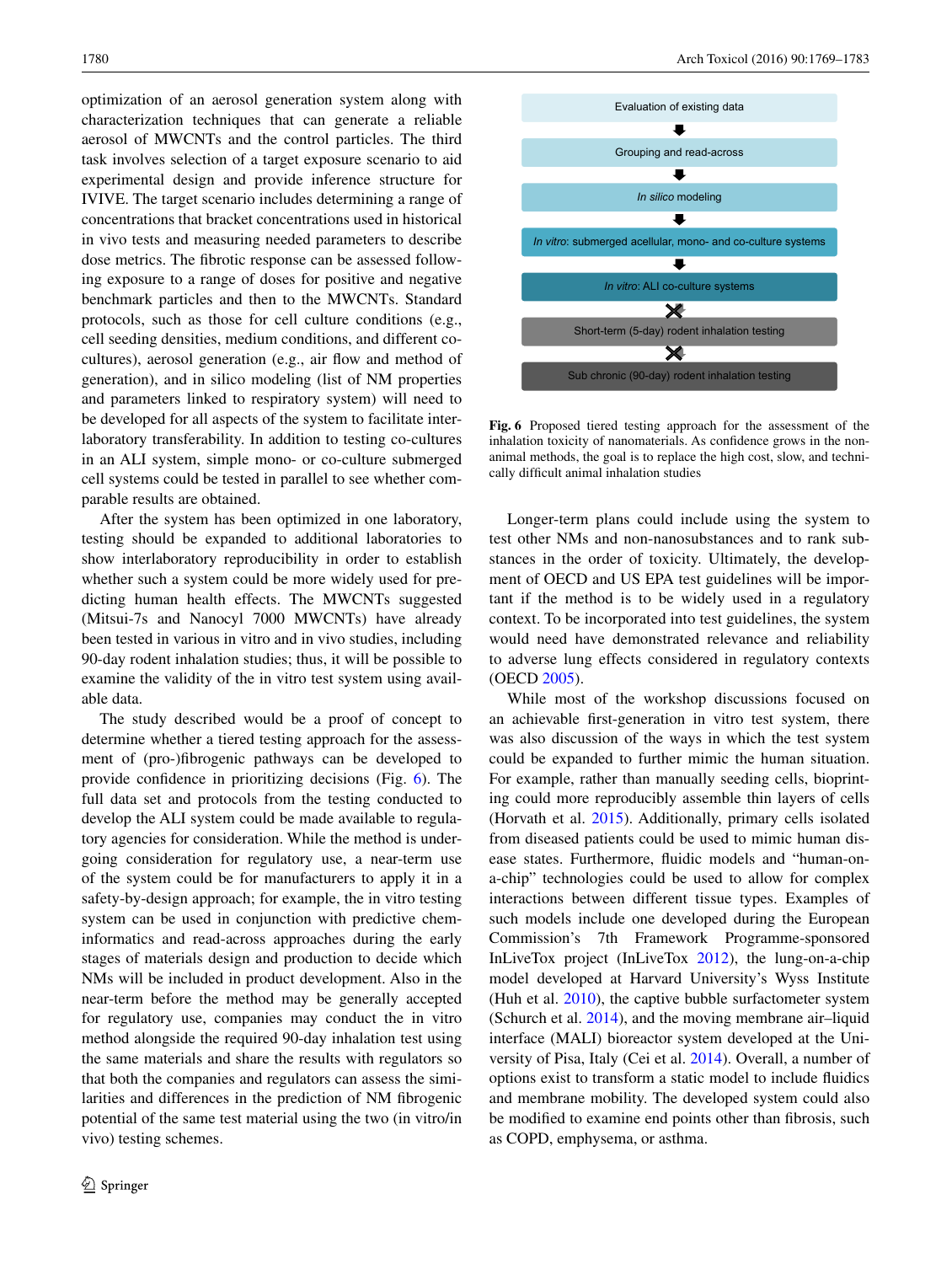optimization of an aerosol generation system along with characterization techniques that can generate a reliable aerosol of MWCNTs and the control particles. The third task involves selection of a target exposure scenario to aid experimental design and provide inference structure for IVIVE. The target scenario includes determining a range of concentrations that bracket concentrations used in historical in vivo tests and measuring needed parameters to describe dose metrics. The fibrotic response can be assessed following exposure to a range of doses for positive and negative benchmark particles and then to the MWCNTs. Standard protocols, such as those for cell culture conditions (e.g., cell seeding densities, medium conditions, and different co-cultures), aerosol generation (e.g., air flow and method of generation), and in silico modeling (list of NM properties and parameters linked to respiratory system) will need to be developed for all aspects of the system to facilitate interlaboratory transferability. In addition to testing co-cultures in an ALI system, simple mono- or co-culture submerged cell systems could be tested in parallel to see whether comparable results are obtained.

After the system has been optimized in one laboratory, testing should be expanded to additional laboratories to show interlaboratory reproducibility in order to establish whether such a system could be more widely used for predicting human health effects. The MWCNTs suggested (Mitsui-7s and Nanocyl 7000 MWCNTs) have already been tested in various in vitro and in vivo studies, including 90-day rodent inhalation studies; thus, it will be possible to examine the validity of the in vitro test system using available data.

The study described would be a proof of concept to determine whether a tiered testing approach for the assessment of (pro-)fibrogenic pathways can be developed to provide confidence in prioritizing decisions (Fig. 6). The full data set and protocols from the testing conducted to develop the ALI system could be made available to regulatory agencies for consideration. While the method is undergoing consideration for regulatory use, a near-term use of the system could be for manufacturers to apply it in a safety-by-design approach; for example, the in vitro testing system can be used in conjunction with predictive chem-informatics and read-across approaches during the early stages of materials design and production to decide which NMs will be included in product development. Also in the near-term before the method may be generally accepted for regulatory use, companies may conduct the in vitro method alongside the required 90-day inhalation test using the same materials and share the results with regulators so that both the companies and regulators can assess the similarities and differences in the prediction of NM fibrogenic potential of the same test material using the two (in vitro/in vivo) testing schemes.

Evaluation of existing data

↓

Grouping and read-across

↓

*In silico* modeling

↓

*In vitro*: submerged acellular, mono- and co-culture systems

↓

*In vitro*: ALI co-culture systems

✕

Short-term (5-day) rodent inhalation testing

✕

Sub chronic (90-day) rodent inhalation testing

**Fig. 6** Proposed tiered testing approach for the assessment of the inhalation toxicity of nanomaterials. As confidence grows in the non-animal methods, the goal is to replace the high cost, slow, and technically difficult animal inhalation studies

Longer-term plans could include using the system to test other NMs and non-nanosubstances and to rank substances in the order of toxicity. Ultimately, the development of OECD and US EPA test guidelines will be important if the method is to be widely used in a regulatory context. To be incorporated into test guidelines, the system would need have demonstrated relevance and reliability to adverse lung effects considered in regulatory contexts (OECD 2005).

While most of the workshop discussions focused on an achievable first-generation in vitro test system, there was also discussion of the ways in which the test system could be expanded to further mimic the human situation. For example, rather than manually seeding cells, bioprinting could more reproducibly assemble thin layers of cells (Horvath et al. 2015). Additionally, primary cells isolated from diseased patients could be used to mimic human disease states. Furthermore, fluidic models and "human-on-a-chip" technologies could be used to allow for complex interactions between different tissue types. Examples of such models include one developed during the European Commission's 7th Framework Programme-sponsored InLiveTox project (InLiveTox 2012), the lung-on-a-chip model developed at Harvard University's Wyss Institute (Huh et al. 2010), the captive bubble surfactometer system (Schurch et al. 2014), and the moving membrane air–liquid interface (MALI) bioreactor system developed at the University of Pisa, Italy (Cei et al. 2014). Overall, a number of options exist to transform a static model to include fluidics and membrane mobility. The developed system could also be modified to examine end points other than fibrosis, such as COPD, emphysema, or asthma.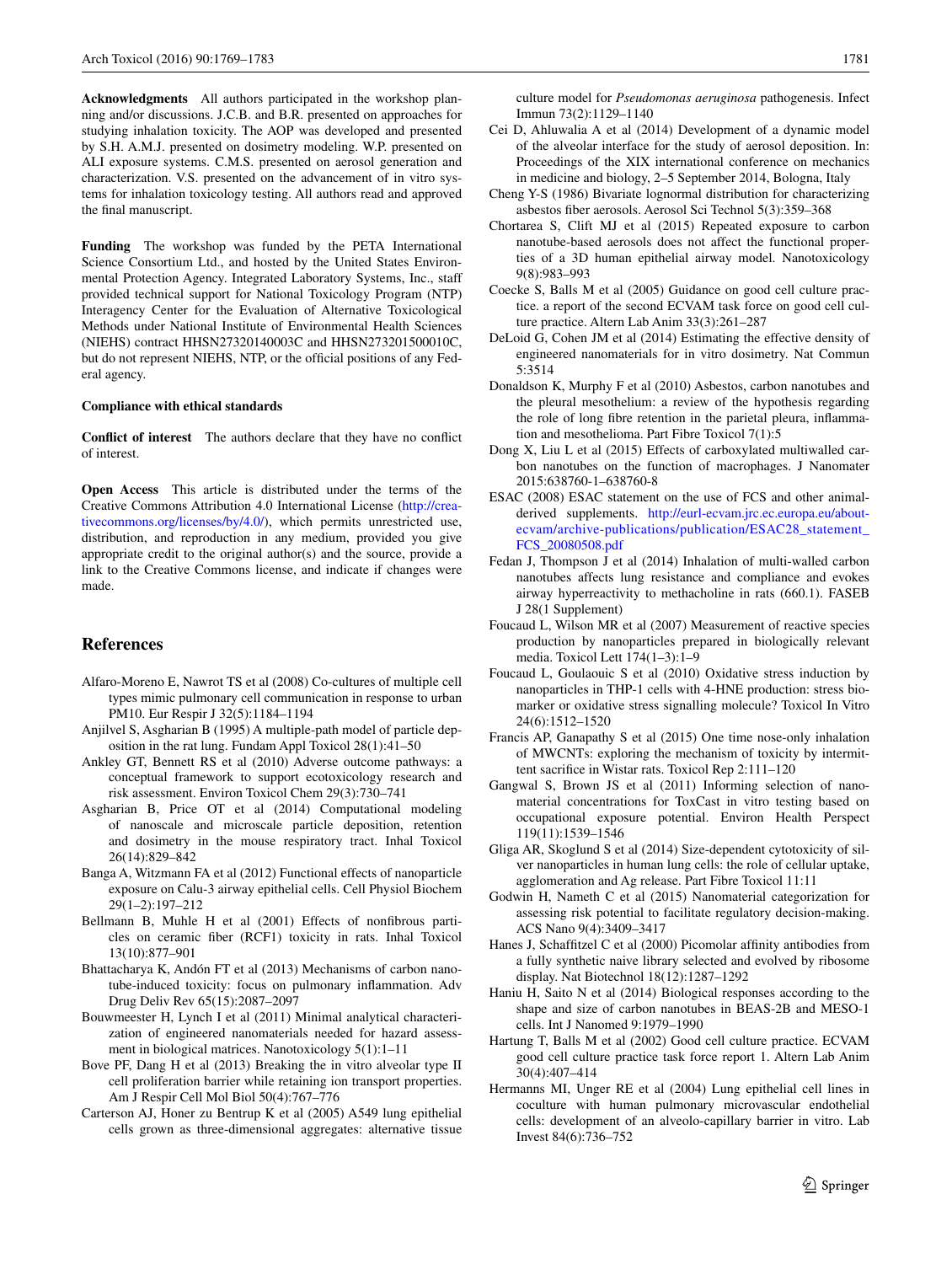**Acknowledgments** All authors participated in the workshop planning and/or discussions. J.C.B. and B.R. presented on approaches for studying inhalation toxicity. The AOP was developed and presented by S.H. A.M.J. presented on dosimetry modeling. W.P. presented on ALI exposure systems. C.M.S. presented on aerosol generation and characterization. V.S. presented on the advancement of in vitro systems for inhalation toxicology testing. All authors read and approved the final manuscript.

**Funding** The workshop was funded by the PETA International Science Consortium Ltd., and hosted by the United States Environmental Protection Agency. Integrated Laboratory Systems, Inc., staff provided technical support for National Toxicology Program (NTP) Interagency Center for the Evaluation of Alternative Toxicological Methods under National Institute of Environmental Health Sciences (NIEHS) contract HHSN27320140003C and HHSN273201500010C, but do not represent NIEHS, NTP, or the official positions of any Federal agency.

**Compliance with ethical standards**

**Conflict of interest** The authors declare that they have no conflict of interest.

**Open Access** This article is distributed under the terms of the Creative Commons Attribution 4.0 International License (http://creativecommons.org/licenses/by/4.0/), which permits unrestricted use, distribution, and reproduction in any medium, provided you give appropriate credit to the original author(s) and the source, provide a link to the Creative Commons license, and indicate if changes were made.

## References

Alfaro-Moreno E, Nawrot TS et al (2008) Co-cultures of multiple cell types mimic pulmonary cell communication in response to urban PM10. Eur Respir J 32(5):1184–1194

Anjilvel S, Asgharian B (1995) A multiple-path model of particle deposition in the rat lung. Fundam Appl Toxicol 28(1):41–50

Ankley GT, Bennett RS et al (2010) Adverse outcome pathways: a conceptual framework to support ecotoxicology research and risk assessment. Environ Toxicol Chem 29(3):730–741

Asgharian B, Price OT et al (2014) Computational modeling of nanoscale and microscale particle deposition, retention and dosimetry in the mouse respiratory tract. Inhal Toxicol 26(14):829–842

Banga A, Witzmann FA et al (2012) Functional effects of nanoparticle exposure on Calu-3 airway epithelial cells. Cell Physiol Biochem 29(1–2):197–212

Bellmann B, Muhle H et al (2001) Effects of nonfibrous particles on ceramic fiber (RCF1) toxicity in rats. Inhal Toxicol 13(10):877–901

Bhattacharya K, Andón FT et al (2013) Mechanisms of carbon nanotube-induced toxicity: focus on pulmonary inflammation. Adv Drug Deliv Rev 65(15):2087–2097

Bouwmeester H, Lynch I et al (2011) Minimal analytical characterization of engineered nanomaterials needed for hazard assessment in biological matrices. Nanotoxicology 5(1):1–11

Bove PF, Dang H et al (2013) Breaking the in vitro alveolar type II cell proliferation barrier while retaining ion transport properties. Am J Respir Cell Mol Biol 50(4):767–776

Carterson AJ, Honer zu Bentrup K et al (2005) A549 lung epithelial cells grown as three-dimensional aggregates: alternative tissue culture model for *Pseudomonas aeruginosa* pathogenesis. Infect Immun 73(2):1129–1140

Cei D, Ahluwalia A et al (2014) Development of a dynamic model of the alveolar interface for the study of aerosol deposition. In: Proceedings of the XIX international conference on mechanics in medicine and biology, 2–5 September 2014, Bologna, Italy

Cheng Y-S (1986) Bivariate lognormal distribution for characterizing asbestos fiber aerosols. Aerosol Sci Technol 5(3):359–368

Chortarea S, Clift MJ et al (2015) Repeated exposure to carbon nanotube-based aerosols does not affect the functional properties of a 3D human epithelial airway model. Nanotoxicology 9(8):983–993

Coecke S, Balls M et al (2005) Guidance on good cell culture practice. a report of the second ECVAM task force on good cell culture practice. Altern Lab Anim 33(3):261–287

DeLoid G, Cohen JM et al (2014) Estimating the effective density of engineered nanomaterials for in vitro dosimetry. Nat Commun 5:3514

Donaldson K, Murphy F et al (2010) Asbestos, carbon nanotubes and the pleural mesothelium: a review of the hypothesis regarding the role of long fibre retention in the parietal pleura, inflammation and mesothelioma. Part Fibre Toxicol 7(1):5

Dong X, Liu L et al (2015) Effects of carboxylated multiwalled carbon nanotubes on the function of macrophages. J Nanomater 2015:638760-1–638760-8

ESAC (2008) ESAC statement on the use of FCS and other animal-derived supplements. http://eurl-ecvam.jrc.ec.europa.eu/about-ecvam/archive-publications/publication/ESAC28_statement_FCS_20080508.pdf

Fedan J, Thompson J et al (2014) Inhalation of multi-walled carbon nanotubes affects lung resistance and compliance and evokes airway hyperreactivity to methacholine in rats (660.1). FASEB J 28(1 Supplement)

Foucaud L, Wilson MR et al (2007) Measurement of reactive species production by nanoparticles prepared in biologically relevant media. Toxicol Lett 174(1–3):1–9

Foucaud L, Goulaouic S et al (2010) Oxidative stress induction by nanoparticles in THP-1 cells with 4-HNE production: stress biomarker or oxidative stress signalling molecule? Toxicol In Vitro 24(6):1512–1520

Francis AP, Ganapathy S et al (2015) One time nose-only inhalation of MWCNTs: exploring the mechanism of toxicity by intermittent sacrifice in Wistar rats. Toxicol Rep 2:111–120

Gangwal S, Brown JS et al (2011) Informing selection of nanomaterial concentrations for ToxCast in vitro testing based on occupational exposure potential. Environ Health Perspect 119(11):1539–1546

Gliga AR, Skoglund S et al (2014) Size-dependent cytotoxicity of silver nanoparticles in human lung cells: the role of cellular uptake, agglomeration and Ag release. Part Fibre Toxicol 11:11

Godwin H, Nameth C et al (2015) Nanomaterial categorization for assessing risk potential to facilitate regulatory decision-making. ACS Nano 9(4):3409–3417

Hanes J, Schaffitzel C et al (2000) Picomolar affinity antibodies from a fully synthetic naive library selected and evolved by ribosome display. Nat Biotechnol 18(12):1287–1292

Haniu H, Saito N et al (2014) Biological responses according to the shape and size of carbon nanotubes in BEAS-2B and MESO-1 cells. Int J Nanomed 9:1979–1990

Hartung T, Balls M et al (2002) Good cell culture practice. ECVAM good cell culture practice task force report 1. Altern Lab Anim 30(4):407–414

Hermanns MI, Unger RE et al (2004) Lung epithelial cell lines in coculture with human pulmonary microvascular endothelial cells: development of an alveolo-capillary barrier in vitro. Lab Invest 84(6):736–752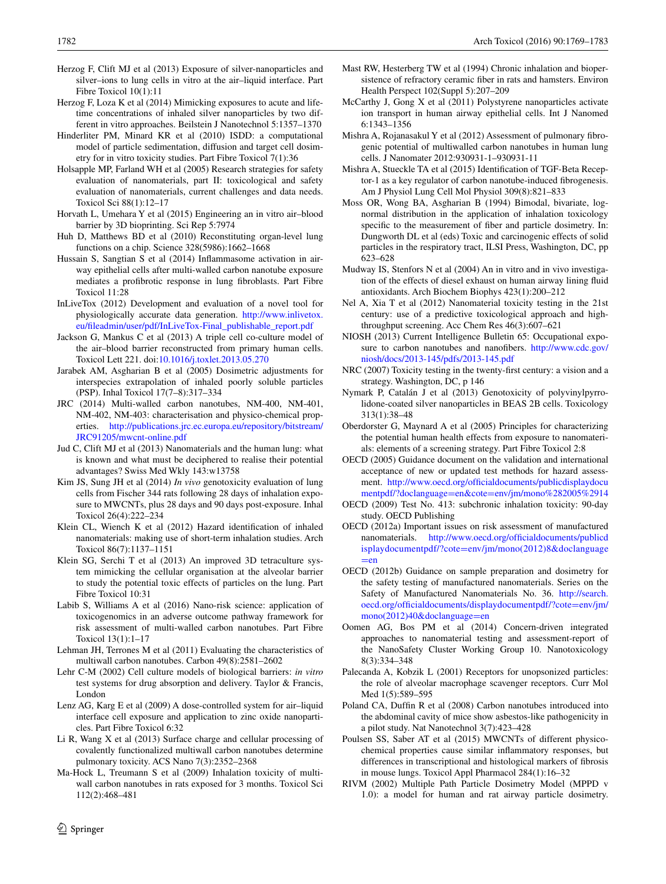Herzog F, Clift MJ et al (2013) Exposure of silver-nanoparticles and silver–ions to lung cells in vitro at the air–liquid interface. Part Fibre Toxicol 10(1):11

Herzog F, Loza K et al (2014) Mimicking exposures to acute and lifetime concentrations of inhaled silver nanoparticles by two different in vitro approaches. Beilstein J Nanotechnol 5:1357–1370

Hinderliter PM, Minard KR et al (2010) ISDD: a computational model of particle sedimentation, diffusion and target cell dosimetry for in vitro toxicity studies. Part Fibre Toxicol 7(1):36

Holsapple MP, Farland WH et al (2005) Research strategies for safety evaluation of nanomaterials, part II: toxicological and safety evaluation of nanomaterials, current challenges and data needs. Toxicol Sci 88(1):12–17

Horvath L, Umehara Y et al (2015) Engineering an in vitro air–blood barrier by 3D bioprinting. Sci Rep 5:7974

Huh D, Matthews BD et al (2010) Reconstituting organ-level lung functions on a chip. Science 328(5986):1662–1668

Hussain S, Sangtian S et al (2014) Inflammasome activation in airway epithelial cells after multi-walled carbon nanotube exposure mediates a profibrotic response in lung fibroblasts. Part Fibre Toxicol 11:28

InLiveTox (2012) Development and evaluation of a novel tool for physiologically accurate data generation. http://www.inlivetox.eu/fileadmin/user/pdf/InLiveTox-Final_publishable_report.pdf

Jackson G, Mankus C et al (2013) A triple cell co-culture model of the air–blood barrier reconstructed from primary human cells. Toxicol Lett 221. doi:10.1016/j.toxlet.2013.05.270

Jarabek AM, Asgharian B et al (2005) Dosimetric adjustments for interspecies extrapolation of inhaled poorly soluble particles (PSP). Inhal Toxicol 17(7–8):317–334

JRC (2014) Multi-walled carbon nanotubes, NM-400, NM-401, NM-402, NM-403: characterisation and physico-chemical properties. http://publications.jrc.ec.europa.eu/repository/bitstream/JRC91205/mwcnt-online.pdf

Jud C, Clift MJ et al (2013) Nanomaterials and the human lung: what is known and what must be deciphered to realise their potential advantages? Swiss Med Wkly 143:w13758

Kim JS, Sung JH et al (2014) *In vivo* genotoxicity evaluation of lung cells from Fischer 344 rats following 28 days of inhalation exposure to MWCNTs, plus 28 days and 90 days post-exposure. Inhal Toxicol 26(4):222–234

Klein CL, Wiench K et al (2012) Hazard identification of inhaled nanomaterials: making use of short-term inhalation studies. Arch Toxicol 86(7):1137–1151

Klein SG, Serchi T et al (2013) An improved 3D tetraculture system mimicking the cellular organisation at the alveolar barrier to study the potential toxic effects of particles on the lung. Part Fibre Toxicol 10:31

Labib S, Williams A et al (2016) Nano-risk science: application of toxicogenomics in an adverse outcome pathway framework for risk assessment of multi-walled carbon nanotubes. Part Fibre Toxicol 13(1):1–17

Lehman JH, Terrones M et al (2011) Evaluating the characteristics of multiwall carbon nanotubes. Carbon 49(8):2581–2602

Lehr C-M (2002) Cell culture models of biological barriers: *in vitro* test systems for drug absorption and delivery. Taylor & Francis, London

Lenz AG, Karg E et al (2009) A dose-controlled system for air–liquid interface cell exposure and application to zinc oxide nanoparticles. Part Fibre Toxicol 6:32

Li R, Wang X et al (2013) Surface charge and cellular processing of covalently functionalized multiwall carbon nanotubes determine pulmonary toxicity. ACS Nano 7(3):2352–2368

Ma-Hock L, Treumann S et al (2009) Inhalation toxicity of multiwall carbon nanotubes in rats exposed for 3 months. Toxicol Sci 112(2):468–481

Mast RW, Hesterberg TW et al (1994) Chronic inhalation and biopersistence of refractory ceramic fiber in rats and hamsters. Environ Health Perspect 102(Suppl 5):207–209

McCarthy J, Gong X et al (2011) Polystyrene nanoparticles activate ion transport in human airway epithelial cells. Int J Nanomed 6:1343–1356

Mishra A, Rojanasakul Y et al (2012) Assessment of pulmonary fibrogenic potential of multiwalled carbon nanotubes in human lung cells. J Nanomater 2012:930931-1–930931-11

Mishra A, Stueckle TA et al (2015) Identification of TGF-Beta Receptor-1 as a key regulator of carbon nanotube-induced fibrogenesis. Am J Physiol Lung Cell Mol Physiol 309(8):821–833

Moss OR, Wong BA, Asgharian B (1994) Bimodal, bivariate, lognormal distribution in the application of inhalation toxicology specific to the measurement of fiber and particle dosimetry. In: Dungworth DL et al (eds) Toxic and carcinogenic effects of solid particles in the respiratory tract, ILSI Press, Washington, DC, pp 623–628

Mudway IS, Stenfors N et al (2004) An in vitro and in vivo investigation of the effects of diesel exhaust on human airway lining fluid antioxidants. Arch Biochem Biophys 423(1):200–212

Nel A, Xia T et al (2012) Nanomaterial toxicity testing in the 21st century: use of a predictive toxicological approach and high-throughput screening. Acc Chem Res 46(3):607–621

NIOSH (2013) Current Intelligence Bulletin 65: Occupational exposure to carbon nanotubes and nanofibers. http://www.cdc.gov/niosh/docs/2013-145/pdfs/2013-145.pdf

NRC (2007) Toxicity testing in the twenty-first century: a vision and a strategy. Washington, DC, p 146

Nymark P, Catalán J et al (2013) Genotoxicity of polyvinylpyrrolidone-coated silver nanoparticles in BEAS 2B cells. Toxicology 313(1):38–48

Oberdorster G, Maynard A et al (2005) Principles for characterizing the potential human health effects from exposure to nanomaterials: elements of a screening strategy. Part Fibre Toxicol 2:8

OECD (2005) Guidance document on the validation and international acceptance of new or updated test methods for hazard assessment. http://www.oecd.org/officialdocuments/publicdisplaydocumentpdf/?doclanguage=en&cote=env/jm/mono%282005%2914

OECD (2009) Test No. 413: subchronic inhalation toxicity: 90-day study. OECD Publishing

OECD (2012a) Important issues on risk assessment of manufactured nanomaterials. http://www.oecd.org/officialdocuments/publicdisplaydocumentpdf/?cote=env/jm/mono(2012)8&doclanguage=en

OECD (2012b) Guidance on sample preparation and dosimetry for the safety testing of manufactured nanomaterials. Series on the Safety of Manufactured Nanomaterials No. 36. http://search.oecd.org/officialdocuments/displaydocumentpdf/?cote=env/jm/mono(2012)40&doclanguage=en

Oomen AG, Bos PM et al (2014) Concern-driven integrated approaches to nanomaterial testing and assessment-report of the NanoSafety Cluster Working Group 10. Nanotoxicology 8(3):334–348

Palecanda A, Kobzik L (2001) Receptors for unopsonized particles: the role of alveolar macrophage scavenger receptors. Curr Mol Med 1(5):589–595

Poland CA, Duffin R et al (2008) Carbon nanotubes introduced into the abdominal cavity of mice show asbestos-like pathogenicity in a pilot study. Nat Nanotechnol 3(7):423–428

Poulsen SS, Saber AT et al (2015) MWCNTs of different physicochemical properties cause similar inflammatory responses, but differences in transcriptional and histological markers of fibrosis in mouse lungs. Toxicol Appl Pharmacol 284(1):16–32

RIVM (2002) Multiple Path Particle Dosimetry Model (MPPD v 1.0): a model for human and rat airway particle dosimetry.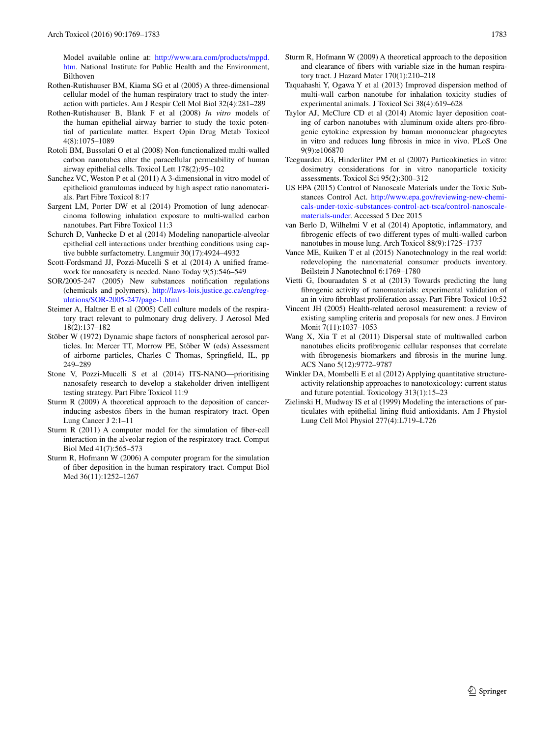Model available online at: http://www.ara.com/products/mppd.htm. National Institute for Public Health and the Environment, Bilthoven

Rothen-Rutishauser BM, Kiama SG et al (2005) A three-dimensional cellular model of the human respiratory tract to study the interaction with particles. Am J Respir Cell Mol Biol 32(4):281–289

Rothen-Rutishauser B, Blank F et al (2008) *In vitro* models of the human epithelial airway barrier to study the toxic potential of particulate matter. Expert Opin Drug Metab Toxicol 4(8):1075–1089

Rotoli BM, Bussolati O et al (2008) Non-functionalized multi-walled carbon nanotubes alter the paracellular permeability of human airway epithelial cells. Toxicol Lett 178(2):95–102

Sanchez VC, Weston P et al (2011) A 3-dimensional in vitro model of epithelioid granulomas induced by high aspect ratio nanomaterials. Part Fibre Toxicol 8:17

Sargent LM, Porter DW et al (2014) Promotion of lung adenocarcinoma following inhalation exposure to multi-walled carbon nanotubes. Part Fibre Toxicol 11:3

Schurch D, Vanhecke D et al (2014) Modeling nanoparticle-alveolar epithelial cell interactions under breathing conditions using captive bubble surfactometry. Langmuir 30(17):4924–4932

Scott-Fordsmand JJ, Pozzi-Mucelli S et al (2014) A unified framework for nanosafety is needed. Nano Today 9(5):546–549

SOR/2005-247 (2005) New substances notification regulations (chemicals and polymers). http://laws-lois.justice.gc.ca/eng/regulations/SOR-2005-247/page-1.html

Steimer A, Haltner E et al (2005) Cell culture models of the respiratory tract relevant to pulmonary drug delivery. J Aerosol Med 18(2):137–182

Stöber W (1972) Dynamic shape factors of nonspherical aerosol particles. In: Mercer TT, Morrow PE, Stöber W (eds) Assessment of airborne particles, Charles C Thomas, Springfield, IL, pp 249–289

Stone V, Pozzi-Mucelli S et al (2014) ITS-NANO—prioritising nanosafety research to develop a stakeholder driven intelligent testing strategy. Part Fibre Toxicol 11:9

Sturm R (2009) A theoretical approach to the deposition of cancer-inducing asbestos fibers in the human respiratory tract. Open Lung Cancer J 2:1–11

Sturm R (2011) A computer model for the simulation of fiber-cell interaction in the alveolar region of the respiratory tract. Comput Biol Med 41(7):565–573

Sturm R, Hofmann W (2006) A computer program for the simulation of fiber deposition in the human respiratory tract. Comput Biol Med 36(11):1252–1267

Sturm R, Hofmann W (2009) A theoretical approach to the deposition and clearance of fibers with variable size in the human respiratory tract. J Hazard Mater 170(1):210–218

Taquahashi Y, Ogawa Y et al (2013) Improved dispersion method of multi-wall carbon nanotube for inhalation toxicity studies of experimental animals. J Toxicol Sci 38(4):619–628

Taylor AJ, McClure CD et al (2014) Atomic layer deposition coating of carbon nanotubes with aluminum oxide alters pro-fibrogenic cytokine expression by human mononuclear phagocytes in vitro and reduces lung fibrosis in mice in vivo. PLoS One 9(9):e106870

Teeguarden JG, Hinderliter PM et al (2007) Particokinetics in vitro: dosimetry considerations for in vitro nanoparticle toxicity assessments. Toxicol Sci 95(2):300–312

US EPA (2015) Control of Nanoscale Materials under the Toxic Substances Control Act. http://www.epa.gov/reviewing-new-chemicals-under-toxic-substances-control-act-tsca/control-nanoscale-materials-under. Accessed 5 Dec 2015

van Berlo D, Wilhelmi V et al (2014) Apoptotic, inflammatory, and fibrogenic effects of two different types of multi-walled carbon nanotubes in mouse lung. Arch Toxicol 88(9):1725–1737

Vance ME, Kuiken T et al (2015) Nanotechnology in the real world: redeveloping the nanomaterial consumer products inventory. Beilstein J Nanotechnol 6:1769–1780

Vietti G, Ibouraadaten S et al (2013) Towards predicting the lung fibrogenic activity of nanomaterials: experimental validation of an in vitro fibroblast proliferation assay. Part Fibre Toxicol 10:52

Vincent JH (2005) Health-related aerosol measurement: a review of existing sampling criteria and proposals for new ones. J Environ Monit 7(11):1037–1053

Wang X, Xia T et al (2011) Dispersal state of multiwalled carbon nanotubes elicits profibrogenic cellular responses that correlate with fibrogenesis biomarkers and fibrosis in the murine lung. ACS Nano 5(12):9772–9787

Winkler DA, Mombelli E et al (2012) Applying quantitative structure-activity relationship approaches to nanotoxicology: current status and future potential. Toxicology 313(1):15–23

Zielinski H, Mudway IS et al (1999) Modeling the interactions of particulates with epithelial lining fluid antioxidants. Am J Physiol Lung Cell Mol Physiol 277(4):L719–L726